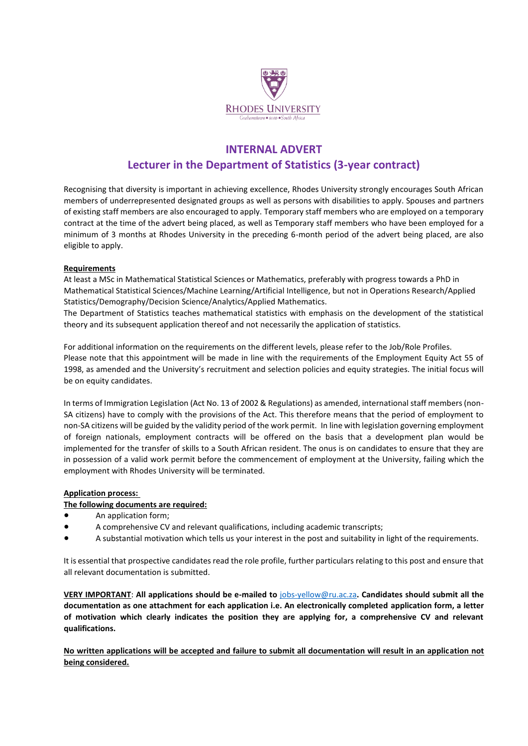RHODES UNIVERSITY

Grahamstown • 6140 • South Africa

# INTERNAL ADVERT

## Lecturer in the Department of Statistics (3-year contract)

Recognising that diversity is important in achieving excellence, Rhodes University strongly encourages South African members of underrepresented designated groups as well as persons with disabilities to apply. Spouses and partners of existing staff members are also encouraged to apply. Temporary staff members who are employed on a temporary contract at the time of the advert being placed, as well as Temporary staff members who have been employed for a minimum of 3 months at Rhodes University in the preceding 6-month period of the advert being placed, are also eligible to apply.

**Requirements**

At least a MSc in Mathematical Statistical Sciences or Mathematics, preferably with progress towards a PhD in Mathematical Statistical Sciences/Machine Learning/Artificial Intelligence, but not in Operations Research/Applied Statistics/Demography/Decision Science/Analytics/Applied Mathematics.

The Department of Statistics teaches mathematical statistics with emphasis on the development of the statistical theory and its subsequent application thereof and not necessarily the application of statistics.

For additional information on the requirements on the different levels, please refer to the Job/Role Profiles.

Please note that this appointment will be made in line with the requirements of the Employment Equity Act 55 of 1998, as amended and the University's recruitment and selection policies and equity strategies. The initial focus will be on equity candidates.

In terms of Immigration Legislation (Act No. 13 of 2002 & Regulations) as amended, international staff members (non-SA citizens) have to comply with the provisions of the Act. This therefore means that the period of employment to non-SA citizens will be guided by the validity period of the work permit. In line with legislation governing employment of foreign nationals, employment contracts will be offered on the basis that a development plan would be implemented for the transfer of skills to a South African resident. The onus is on candidates to ensure that they are in possession of a valid work permit before the commencement of employment at the University, failing which the employment with Rhodes University will be terminated.

**Application process:**

**The following documents are required:**

- An application form;
- A comprehensive CV and relevant qualifications, including academic transcripts;
- A substantial motivation which tells us your interest in the post and suitability in light of the requirements.

It is essential that prospective candidates read the role profile, further particulars relating to this post and ensure that all relevant documentation is submitted.

**VERY IMPORTANT**: **All applications should be e-mailed to** jobs-yellow@ru.ac.za**. Candidates should submit all the documentation as one attachment for each application i.e. An electronically completed application form, a letter of motivation which clearly indicates the position they are applying for, a comprehensive CV and relevant qualifications.**

**No written applications will be accepted and failure to submit all documentation will result in an application not being considered.**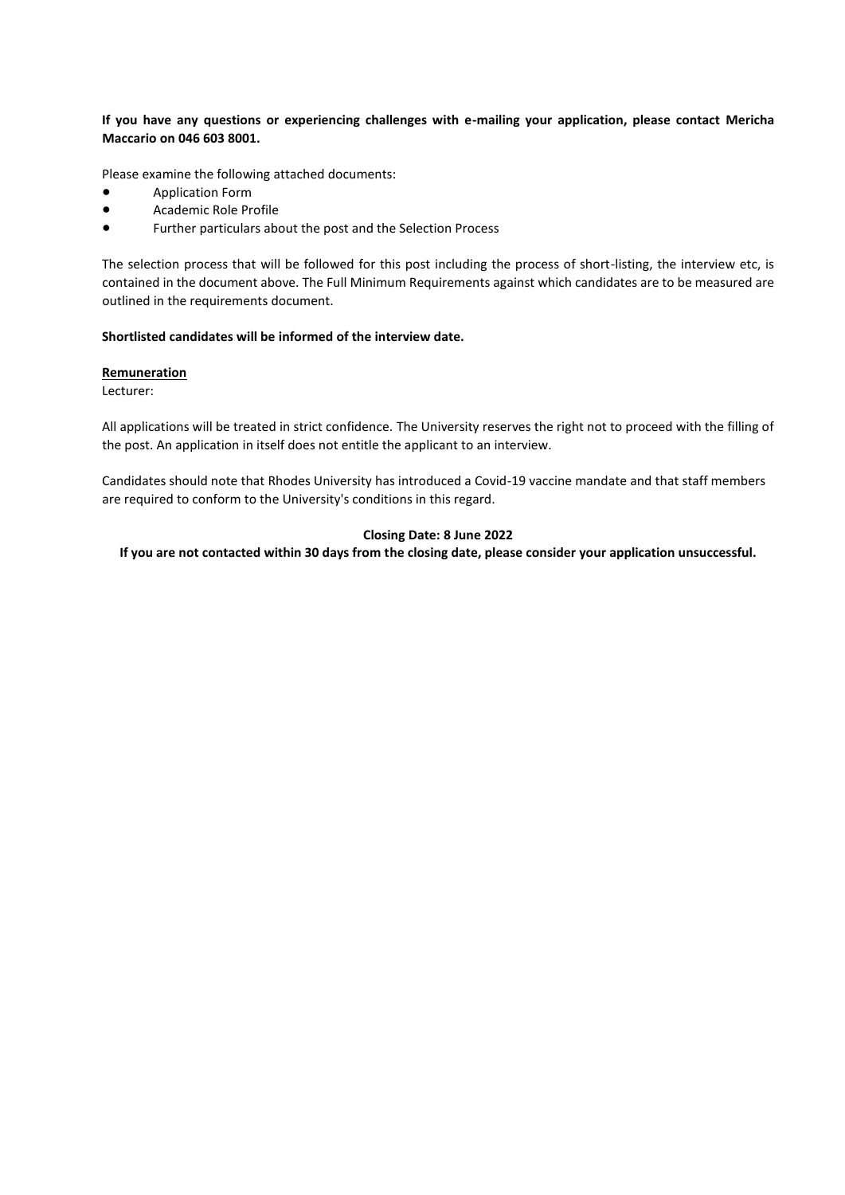**If you have any questions or experiencing challenges with e-mailing your application, please contact Mericha Maccario on 046 603 8001.**

Please examine the following attached documents:

- Application Form
- Academic Role Profile
- Further particulars about the post and the Selection Process

The selection process that will be followed for this post including the process of short-listing, the interview etc, is contained in the document above. The Full Minimum Requirements against which candidates are to be measured are outlined in the requirements document.

**Shortlisted candidates will be informed of the interview date.**

**Remuneration**

Lecturer:

All applications will be treated in strict confidence. The University reserves the right not to proceed with the filling of the post. An application in itself does not entitle the applicant to an interview.

Candidates should note that Rhodes University has introduced a Covid-19 vaccine mandate and that staff members are required to conform to the University's conditions in this regard.

**Closing Date: 8 June 2022**

**If you are not contacted within 30 days from the closing date, please consider your application unsuccessful.**